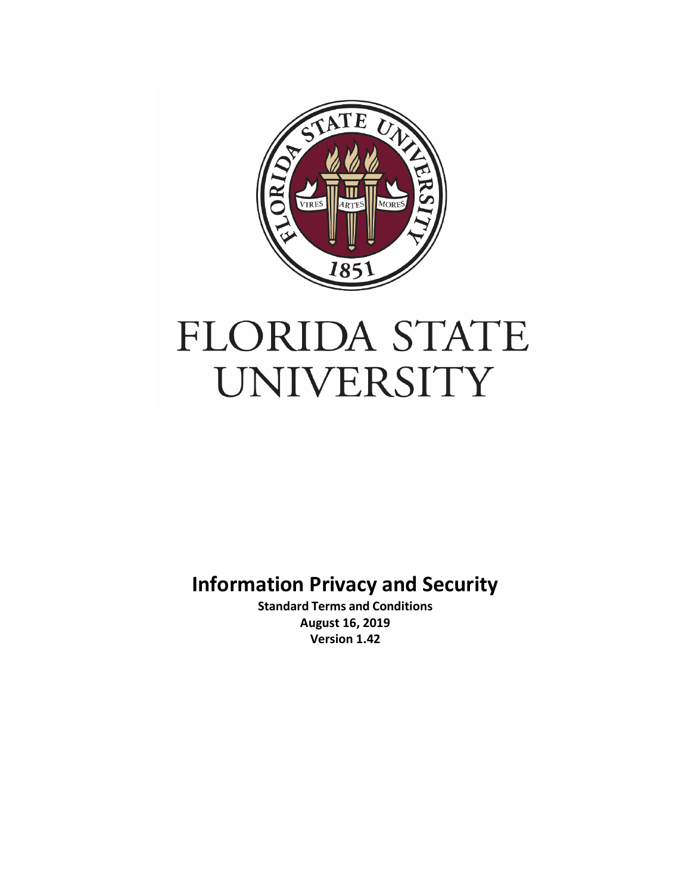# FLORIDA STATE UNIVERSITY

# Information Privacy and Security

**Standard Terms and Conditions**
**August 16, 2019**
**Version 1.42**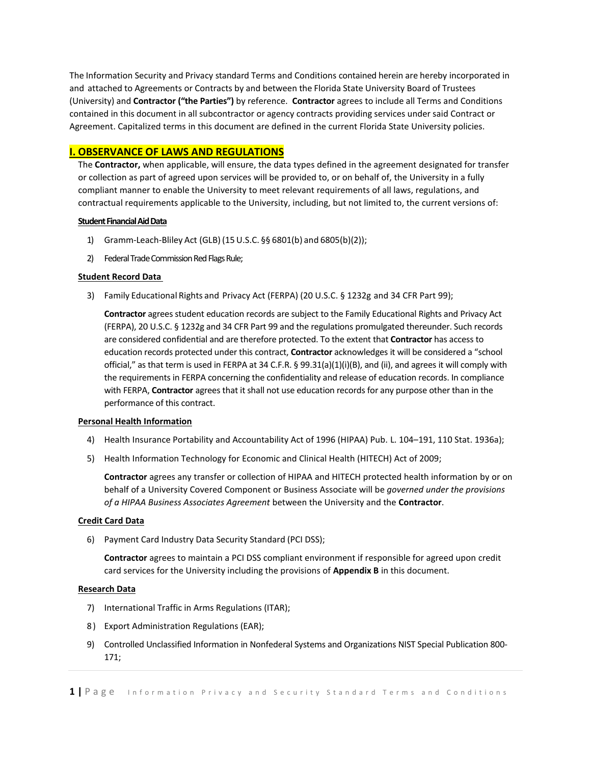The Information Security and Privacy standard Terms and Conditions contained herein are hereby incorporated in and attached to Agreements or Contracts by and between the Florida State University Board of Trustees (University) and **Contractor ("the Parties")** by reference. **Contractor** agrees to include all Terms and Conditions contained in this document in all subcontractor or agency contracts providing services under said Contract or Agreement. Capitalized terms in this document are defined in the current Florida State University policies.

## I. OBSERVANCE OF LAWS AND REGULATIONS

The **Contractor,** when applicable, will ensure, the data types defined in the agreement designated for transfer or collection as part of agreed upon services will be provided to, or on behalf of, the University in a fully compliant manner to enable the University to meet relevant requirements of all laws, regulations, and contractual requirements applicable to the University, including, but not limited to, the current versions of:

**Student Financial Aid Data**

1) Gramm-Leach-Bliley Act (GLB) (15 U.S.C. §§ 6801(b) and 6805(b)(2));
2) Federal Trade Commission Red Flags Rule;

**Student Record Data**

3) Family Educational Rights and Privacy Act (FERPA) (20 U.S.C. § 1232g and 34 CFR Part 99);

   **Contractor** agrees student education records are subject to the Family Educational Rights and Privacy Act (FERPA), 20 U.S.C. § 1232g and 34 CFR Part 99 and the regulations promulgated thereunder. Such records are considered confidential and are therefore protected. To the extent that **Contractor** has access to education records protected under this contract, **Contractor** acknowledges it will be considered a "school official," as that term is used in FERPA at 34 C.F.R. § 99.31(a)(1)(i)(B), and (ii), and agrees it will comply with the requirements in FERPA concerning the confidentiality and release of education records. In compliance with FERPA, **Contractor** agrees that it shall not use education records for any purpose other than in the performance of this contract.

**Personal Health Information**

4) Health Insurance Portability and Accountability Act of 1996 (HIPAA) Pub. L. 104–191, 110 Stat. 1936a);
5) Health Information Technology for Economic and Clinical Health (HITECH) Act of 2009;

   **Contractor** agrees any transfer or collection of HIPAA and HITECH protected health information by or on behalf of a University Covered Component or Business Associate will be *governed under the provisions of a HIPAA Business Associates Agreement* between the University and the **Contractor**.

**Credit Card Data**

6) Payment Card Industry Data Security Standard (PCI DSS);

   **Contractor** agrees to maintain a PCI DSS compliant environment if responsible for agreed upon credit card services for the University including the provisions of **Appendix B** in this document.

**Research Data**

7) International Traffic in Arms Regulations (ITAR);
8) Export Administration Regulations (EAR);
9) Controlled Unclassified Information in Nonfederal Systems and Organizations NIST Special Publication 800-171;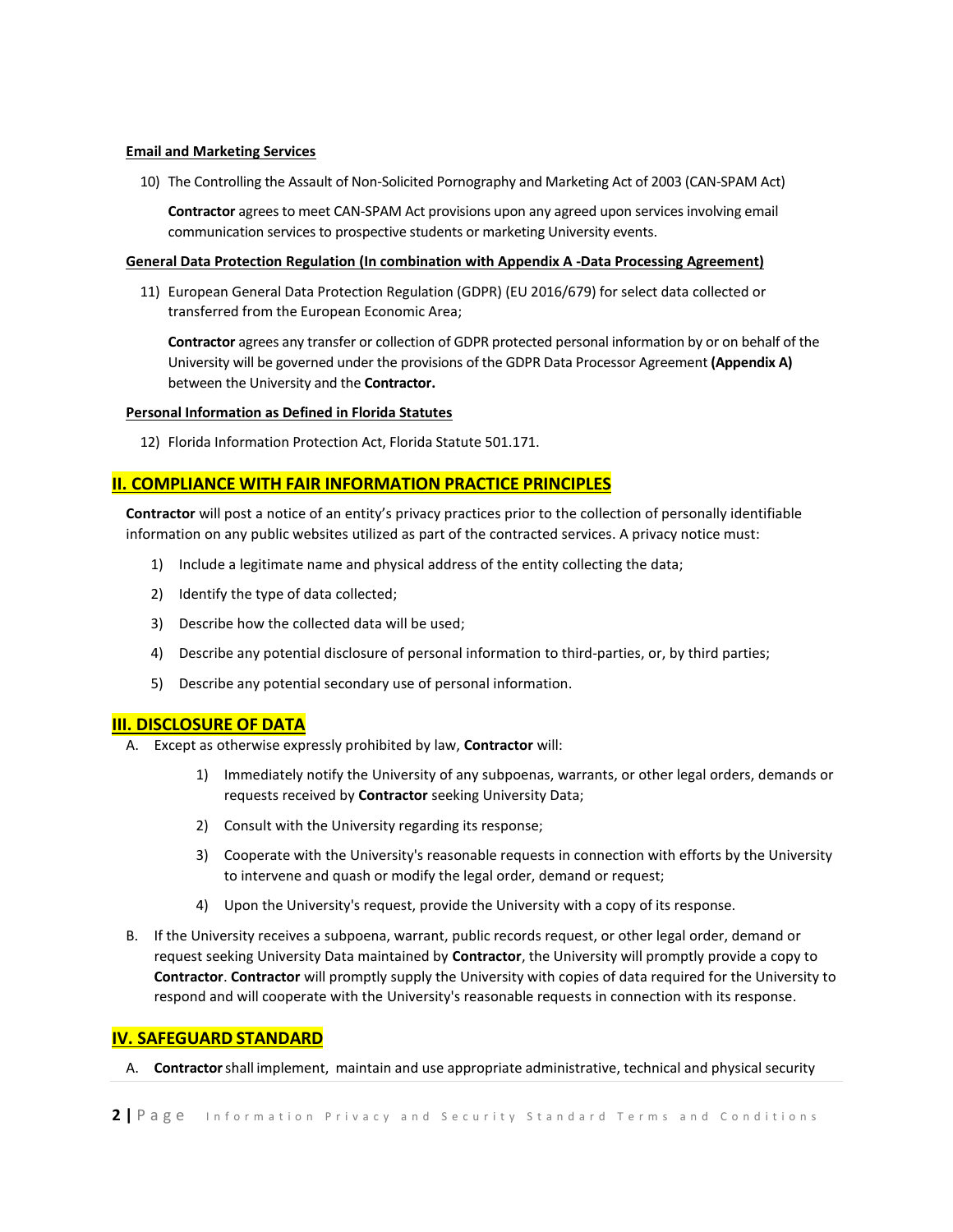**Email and Marketing Services**

10) The Controlling the Assault of Non-Solicited Pornography and Marketing Act of 2003 (CAN-SPAM Act)

    **Contractor** agrees to meet CAN-SPAM Act provisions upon any agreed upon services involving email communication services to prospective students or marketing University events.

**General Data Protection Regulation (In combination with Appendix A -Data Processing Agreement)**

11) European General Data Protection Regulation (GDPR) (EU 2016/679) for select data collected or transferred from the European Economic Area;

    **Contractor** agrees any transfer or collection of GDPR protected personal information by or on behalf of the University will be governed under the provisions of the GDPR Data Processor Agreement **(Appendix A)** between the University and the **Contractor.**

**Personal Information as Defined in Florida Statutes**

12) Florida Information Protection Act, Florida Statute 501.171.

## II. COMPLIANCE WITH FAIR INFORMATION PRACTICE PRINCIPLES

**Contractor** will post a notice of an entity's privacy practices prior to the collection of personally identifiable information on any public websites utilized as part of the contracted services. A privacy notice must:

1) Include a legitimate name and physical address of the entity collecting the data;
2) Identify the type of data collected;
3) Describe how the collected data will be used;
4) Describe any potential disclosure of personal information to third-parties, or, by third parties;
5) Describe any potential secondary use of personal information.

## III. DISCLOSURE OF DATA

A. Except as otherwise expressly prohibited by law, **Contractor** will:

    1) Immediately notify the University of any subpoenas, warrants, or other legal orders, demands or requests received by **Contractor** seeking University Data;
    2) Consult with the University regarding its response;
    3) Cooperate with the University's reasonable requests in connection with efforts by the University to intervene and quash or modify the legal order, demand or request;
    4) Upon the University's request, provide the University with a copy of its response.

B. If the University receives a subpoena, warrant, public records request, or other legal order, demand or request seeking University Data maintained by **Contractor**, the University will promptly provide a copy to **Contractor**. **Contractor** will promptly supply the University with copies of data required for the University to respond and will cooperate with the University's reasonable requests in connection with its response.

## IV. SAFEGUARD STANDARD

A. **Contractor** shall implement, maintain and use appropriate administrative, technical and physical security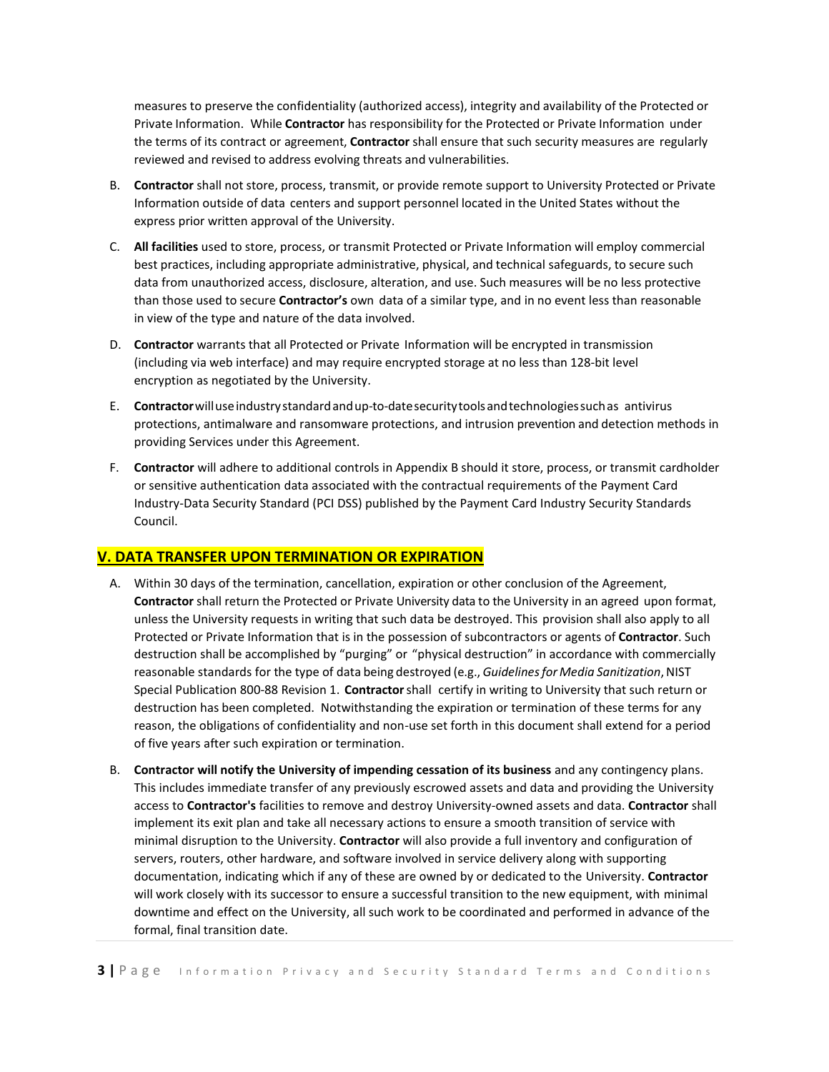measures to preserve the confidentiality (authorized access), integrity and availability of the Protected or Private Information. While **Contractor** has responsibility for the Protected or Private Information under the terms of its contract or agreement, **Contractor** shall ensure that such security measures are regularly reviewed and revised to address evolving threats and vulnerabilities.

B. **Contractor** shall not store, process, transmit, or provide remote support to University Protected or Private Information outside of data centers and support personnel located in the United States without the express prior written approval of the University.

C. **All facilities** used to store, process, or transmit Protected or Private Information will employ commercial best practices, including appropriate administrative, physical, and technical safeguards, to secure such data from unauthorized access, disclosure, alteration, and use. Such measures will be no less protective than those used to secure **Contractor's** own data of a similar type, and in no event less than reasonable in view of the type and nature of the data involved.

D. **Contractor** warrants that all Protected or Private Information will be encrypted in transmission (including via web interface) and may require encrypted storage at no less than 128-bit level encryption as negotiated by the University.

E. **Contractor** will use industry standard and up-to-date security tools and technologies such as antivirus protections, antimalware and ransomware protections, and intrusion prevention and detection methods in providing Services under this Agreement.

F. **Contractor** will adhere to additional controls in Appendix B should it store, process, or transmit cardholder or sensitive authentication data associated with the contractual requirements of the Payment Card Industry-Data Security Standard (PCI DSS) published by the Payment Card Industry Security Standards Council.

## V. DATA TRANSFER UPON TERMINATION OR EXPIRATION

A. Within 30 days of the termination, cancellation, expiration or other conclusion of the Agreement, **Contractor** shall return the Protected or Private University data to the University in an agreed upon format, unless the University requests in writing that such data be destroyed. This provision shall also apply to all Protected or Private Information that is in the possession of subcontractors or agents of **Contractor**. Such destruction shall be accomplished by "purging" or "physical destruction" in accordance with commercially reasonable standards for the type of data being destroyed (e.g., *Guidelines for Media Sanitization*, NIST Special Publication 800-88 Revision 1. **Contractor** shall certify in writing to University that such return or destruction has been completed. Notwithstanding the expiration or termination of these terms for any reason, the obligations of confidentiality and non-use set forth in this document shall extend for a period of five years after such expiration or termination.

B. **Contractor will notify the University of impending cessation of its business** and any contingency plans. This includes immediate transfer of any previously escrowed assets and data and providing the University access to **Contractor's** facilities to remove and destroy University-owned assets and data. **Contractor** shall implement its exit plan and take all necessary actions to ensure a smooth transition of service with minimal disruption to the University. **Contractor** will also provide a full inventory and configuration of servers, routers, other hardware, and software involved in service delivery along with supporting documentation, indicating which if any of these are owned by or dedicated to the University. **Contractor** will work closely with its successor to ensure a successful transition to the new equipment, with minimal downtime and effect on the University, all such work to be coordinated and performed in advance of the formal, final transition date.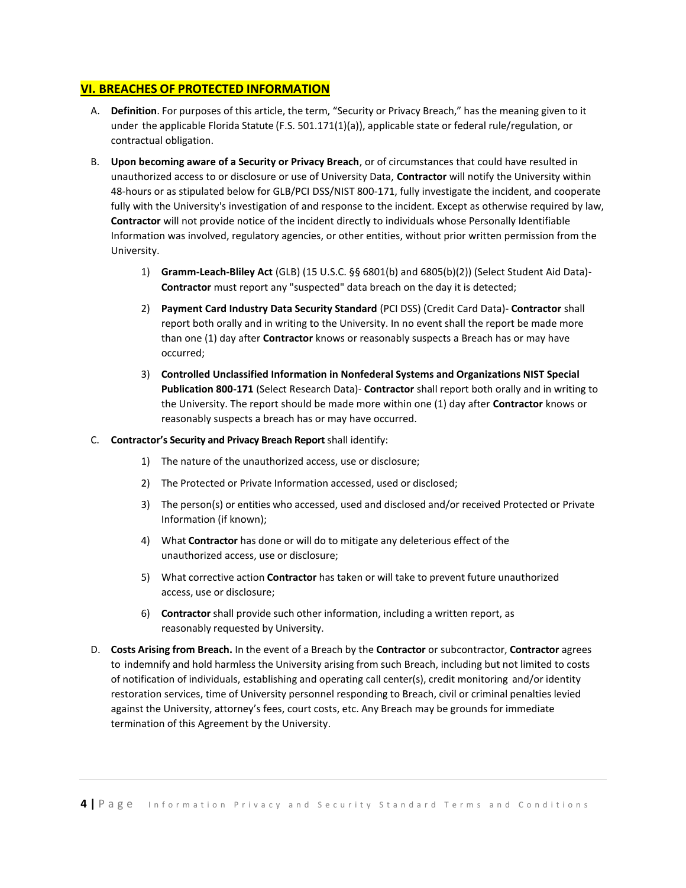## VI. BREACHES OF PROTECTED INFORMATION

A. **Definition**. For purposes of this article, the term, "Security or Privacy Breach," has the meaning given to it under the applicable Florida Statute (F.S. 501.171(1)(a)), applicable state or federal rule/regulation, or contractual obligation.

B. **Upon becoming aware of a Security or Privacy Breach**, or of circumstances that could have resulted in unauthorized access to or disclosure or use of University Data, **Contractor** will notify the University within 48-hours or as stipulated below for GLB/PCI DSS/NIST 800-171, fully investigate the incident, and cooperate fully with the University's investigation of and response to the incident. Except as otherwise required by law, **Contractor** will not provide notice of the incident directly to individuals whose Personally Identifiable Information was involved, regulatory agencies, or other entities, without prior written permission from the University.

   1) **Gramm-Leach-Bliley Act** (GLB) (15 U.S.C. §§ 6801(b) and 6805(b)(2)) (Select Student Aid Data)- **Contractor** must report any "suspected" data breach on the day it is detected;

   2) **Payment Card Industry Data Security Standard** (PCI DSS) (Credit Card Data)- **Contractor** shall report both orally and in writing to the University. In no event shall the report be made more than one (1) day after **Contractor** knows or reasonably suspects a Breach has or may have occurred;

   3) **Controlled Unclassified Information in Nonfederal Systems and Organizations NIST Special Publication 800-171** (Select Research Data)- **Contractor** shall report both orally and in writing to the University. The report should be made more within one (1) day after **Contractor** knows or reasonably suspects a breach has or may have occurred.

C. **Contractor's Security and Privacy Breach Report** shall identify:

   1) The nature of the unauthorized access, use or disclosure;

   2) The Protected or Private Information accessed, used or disclosed;

   3) The person(s) or entities who accessed, used and disclosed and/or received Protected or Private Information (if known);

   4) What **Contractor** has done or will do to mitigate any deleterious effect of the unauthorized access, use or disclosure;

   5) What corrective action **Contractor** has taken or will take to prevent future unauthorized access, use or disclosure;

   6) **Contractor** shall provide such other information, including a written report, as reasonably requested by University.

D. **Costs Arising from Breach.** In the event of a Breach by the **Contractor** or subcontractor, **Contractor** agrees to indemnify and hold harmless the University arising from such Breach, including but not limited to costs of notification of individuals, establishing and operating call center(s), credit monitoring and/or identity restoration services, time of University personnel responding to Breach, civil or criminal penalties levied against the University, attorney's fees, court costs, etc. Any Breach may be grounds for immediate termination of this Agreement by the University.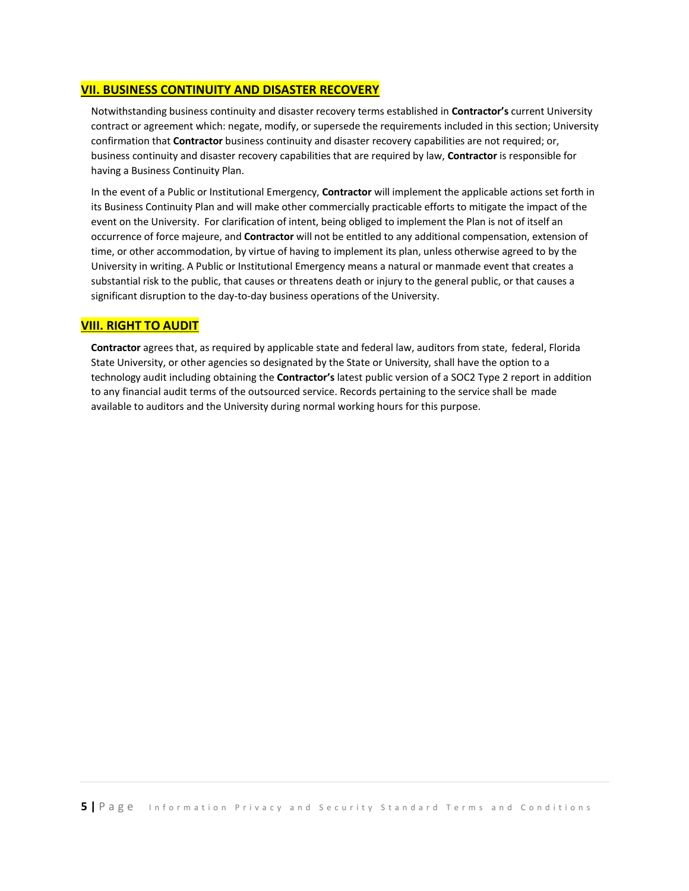## VII. BUSINESS CONTINUITY AND DISASTER RECOVERY

Notwithstanding business continuity and disaster recovery terms established in **Contractor's** current University contract or agreement which: negate, modify, or supersede the requirements included in this section; University confirmation that **Contractor** business continuity and disaster recovery capabilities are not required; or, business continuity and disaster recovery capabilities that are required by law, **Contractor** is responsible for having a Business Continuity Plan.

In the event of a Public or Institutional Emergency, **Contractor** will implement the applicable actions set forth in its Business Continuity Plan and will make other commercially practicable efforts to mitigate the impact of the event on the University. For clarification of intent, being obliged to implement the Plan is not of itself an occurrence of force majeure, and **Contractor** will not be entitled to any additional compensation, extension of time, or other accommodation, by virtue of having to implement its plan, unless otherwise agreed to by the University in writing. A Public or Institutional Emergency means a natural or manmade event that creates a substantial risk to the public, that causes or threatens death or injury to the general public, or that causes a significant disruption to the day-to-day business operations of the University.

## VIII. RIGHT TO AUDIT

**Contractor** agrees that, as required by applicable state and federal law, auditors from state, federal, Florida State University, or other agencies so designated by the State or University, shall have the option to a technology audit including obtaining the **Contractor's** latest public version of a SOC2 Type 2 report in addition to any financial audit terms of the outsourced service. Records pertaining to the service shall be made available to auditors and the University during normal working hours for this purpose.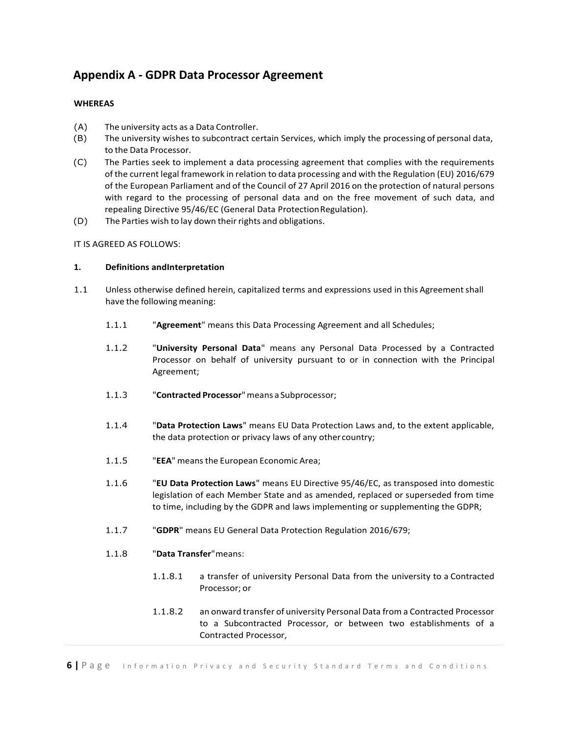## Appendix A - GDPR Data Processor Agreement

**WHEREAS**

(A) The university acts as a Data Controller.

(B) The university wishes to subcontract certain Services, which imply the processing of personal data, to the Data Processor.

(C) The Parties seek to implement a data processing agreement that complies with the requirements of the current legal framework in relation to data processing and with the Regulation (EU) 2016/679 of the European Parliament and of the Council of 27 April 2016 on the protection of natural persons with regard to the processing of personal data and on the free movement of such data, and repealing Directive 95/46/EC (General Data Protection Regulation).

(D) The Parties wish to lay down their rights and obligations.

IT IS AGREED AS FOLLOWS:

**1. Definitions andInterpretation**

1.1 Unless otherwise defined herein, capitalized terms and expressions used in this Agreement shall have the following meaning:

1.1.1 "**Agreement**" means this Data Processing Agreement and all Schedules;

1.1.2 "**University Personal Data**" means any Personal Data Processed by a Contracted Processor on behalf of university pursuant to or in connection with the Principal Agreement;

1.1.3 "**Contracted Processor**" means a Subprocessor;

1.1.4 "**Data Protection Laws**" means EU Data Protection Laws and, to the extent applicable, the data protection or privacy laws of any other country;

1.1.5 "**EEA**" means the European Economic Area;

1.1.6 "**EU Data Protection Laws**" means EU Directive 95/46/EC, as transposed into domestic legislation of each Member State and as amended, replaced or superseded from time to time, including by the GDPR and laws implementing or supplementing the GDPR;

1.1.7 "**GDPR**" means EU General Data Protection Regulation 2016/679;

1.1.8 "**Data Transfer**" means:

1.1.8.1 a transfer of university Personal Data from the university to a Contracted Processor; or

1.1.8.2 an onward transfer of university Personal Data from a Contracted Processor to a Subcontracted Processor, or between two establishments of a Contracted Processor,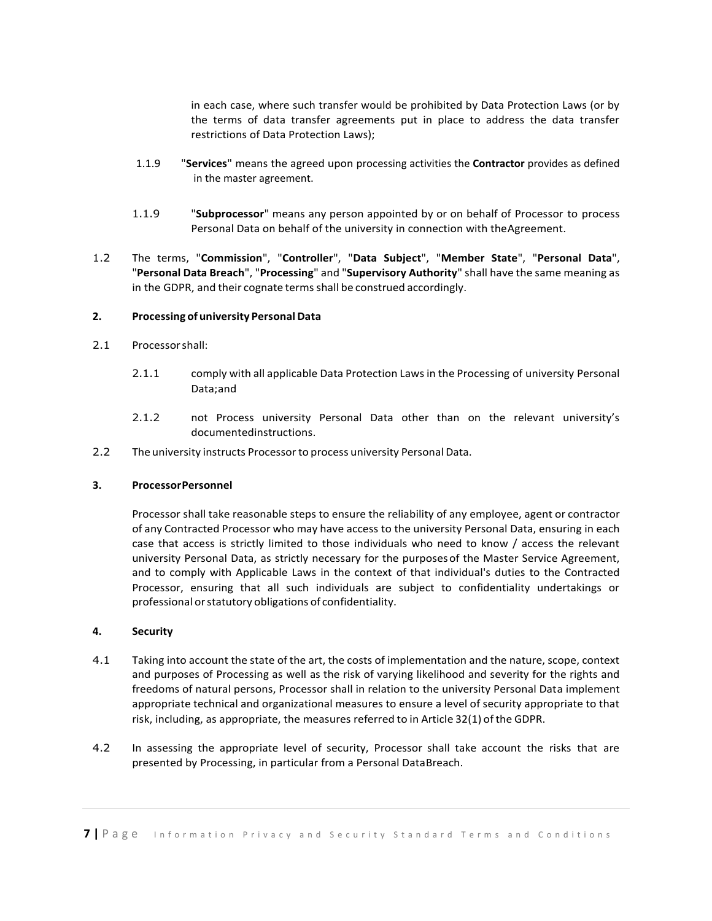in each case, where such transfer would be prohibited by Data Protection Laws (or by the terms of data transfer agreements put in place to address the data transfer restrictions of Data Protection Laws);

1.1.9 "**Services**" means the agreed upon processing activities the **Contractor** provides as defined in the master agreement.

1.1.9 "**Subprocessor**" means any person appointed by or on behalf of Processor to process Personal Data on behalf of the university in connection with theAgreement.

1.2 The terms, "**Commission**", "**Controller**", "**Data Subject**", "**Member State**", "**Personal Data**", "**Personal Data Breach**", "**Processing**" and "**Supervisory Authority**" shall have the same meaning as in the GDPR, and their cognate terms shall be construed accordingly.

**2. Processing of university Personal Data**

2.1 Processor shall:

2.1.1 comply with all applicable Data Protection Laws in the Processing of university Personal Data;and

2.1.2 not Process university Personal Data other than on the relevant university's documentedinstructions.

2.2 The university instructs Processor to process university Personal Data.

**3. ProcessorPersonnel**

Processor shall take reasonable steps to ensure the reliability of any employee, agent or contractor of any Contracted Processor who may have access to the university Personal Data, ensuring in each case that access is strictly limited to those individuals who need to know / access the relevant university Personal Data, as strictly necessary for the purposes of the Master Service Agreement, and to comply with Applicable Laws in the context of that individual's duties to the Contracted Processor, ensuring that all such individuals are subject to confidentiality undertakings or professional or statutory obligations of confidentiality.

**4. Security**

4.1 Taking into account the state of the art, the costs of implementation and the nature, scope, context and purposes of Processing as well as the risk of varying likelihood and severity for the rights and freedoms of natural persons, Processor shall in relation to the university Personal Data implement appropriate technical and organizational measures to ensure a level of security appropriate to that risk, including, as appropriate, the measures referred to in Article 32(1) of the GDPR.

4.2 In assessing the appropriate level of security, Processor shall take account the risks that are presented by Processing, in particular from a Personal DataBreach.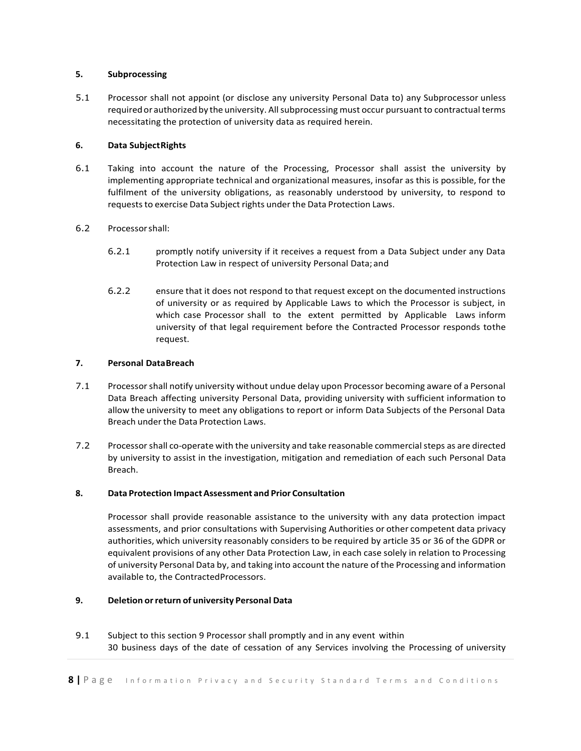**5. Subprocessing**

5.1 Processor shall not appoint (or disclose any university Personal Data to) any Subprocessor unless required or authorized by the university. All subprocessing must occur pursuant to contractual terms necessitating the protection of university data as required herein.

**6. Data Subject Rights**

6.1 Taking into account the nature of the Processing, Processor shall assist the university by implementing appropriate technical and organizational measures, insofar as this is possible, for the fulfilment of the university obligations, as reasonably understood by university, to respond to requests to exercise Data Subject rights under the Data Protection Laws.

6.2 Processor shall:

6.2.1 promptly notify university if it receives a request from a Data Subject under any Data Protection Law in respect of university Personal Data; and

6.2.2 ensure that it does not respond to that request except on the documented instructions of university or as required by Applicable Laws to which the Processor is subject, in which case Processor shall to the extent permitted by Applicable Laws inform university of that legal requirement before the Contracted Processor responds to the request.

**7. Personal Data Breach**

7.1 Processor shall notify university without undue delay upon Processor becoming aware of a Personal Data Breach affecting university Personal Data, providing university with sufficient information to allow the university to meet any obligations to report or inform Data Subjects of the Personal Data Breach under the Data Protection Laws.

7.2 Processor shall co-operate with the university and take reasonable commercial steps as are directed by university to assist in the investigation, mitigation and remediation of each such Personal Data Breach.

**8. Data Protection Impact Assessment and Prior Consultation**

Processor shall provide reasonable assistance to the university with any data protection impact assessments, and prior consultations with Supervising Authorities or other competent data privacy authorities, which university reasonably considers to be required by article 35 or 36 of the GDPR or equivalent provisions of any other Data Protection Law, in each case solely in relation to Processing of university Personal Data by, and taking into account the nature of the Processing and information available to, the Contracted Processors.

**9. Deletion or return of university Personal Data**

9.1 Subject to this section 9 Processor shall promptly and in any event within 30 business days of the date of cessation of any Services involving the Processing of university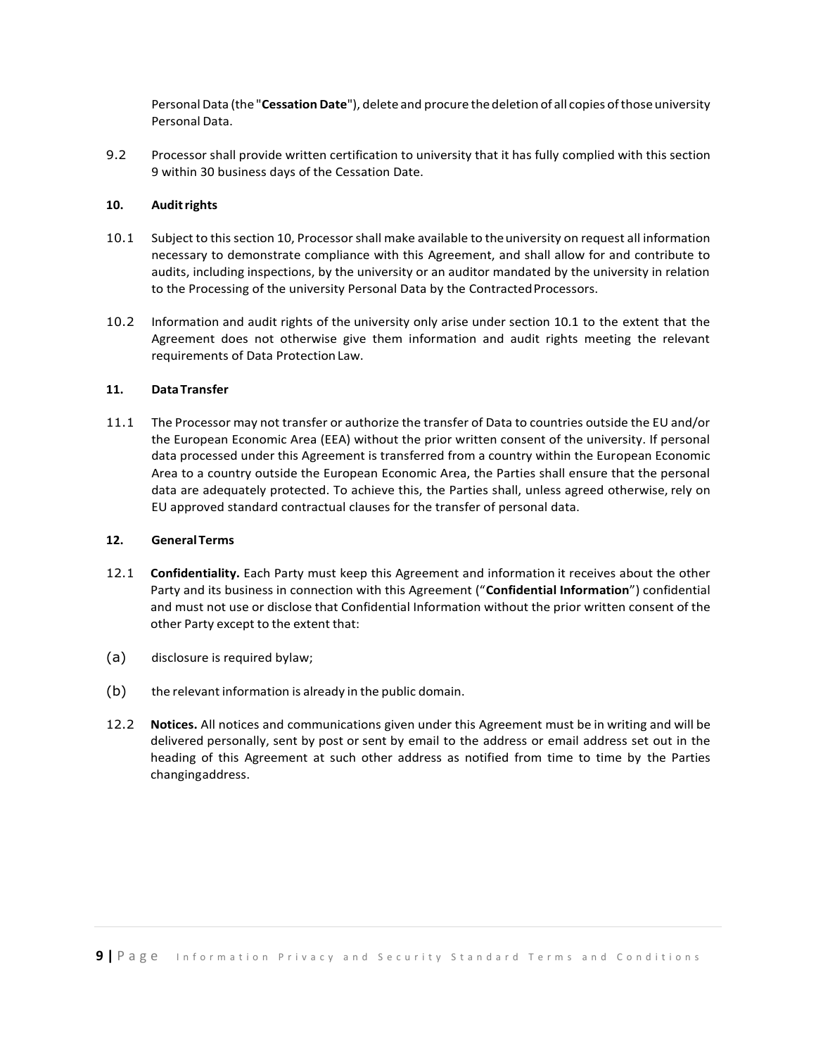Personal Data (the "**Cessation Date**"), delete and procure the deletion of all copies of those university Personal Data.

9.2 Processor shall provide written certification to university that it has fully complied with this section 9 within 30 business days of the Cessation Date.

**10. Audit rights**

10.1 Subject to this section 10, Processor shall make available to the university on request all information necessary to demonstrate compliance with this Agreement, and shall allow for and contribute to audits, including inspections, by the university or an auditor mandated by the university in relation to the Processing of the university Personal Data by the Contracted Processors.

10.2 Information and audit rights of the university only arise under section 10.1 to the extent that the Agreement does not otherwise give them information and audit rights meeting the relevant requirements of Data Protection Law.

**11. Data Transfer**

11.1 The Processor may not transfer or authorize the transfer of Data to countries outside the EU and/or the European Economic Area (EEA) without the prior written consent of the university. If personal data processed under this Agreement is transferred from a country within the European Economic Area to a country outside the European Economic Area, the Parties shall ensure that the personal data are adequately protected. To achieve this, the Parties shall, unless agreed otherwise, rely on EU approved standard contractual clauses for the transfer of personal data.

**12. General Terms**

12.1 **Confidentiality.** Each Party must keep this Agreement and information it receives about the other Party and its business in connection with this Agreement ("**Confidential Information**") confidential and must not use or disclose that Confidential Information without the prior written consent of the other Party except to the extent that:

(a) disclosure is required bylaw;

(b) the relevant information is already in the public domain.

12.2 **Notices.** All notices and communications given under this Agreement must be in writing and will be delivered personally, sent by post or sent by email to the address or email address set out in the heading of this Agreement at such other address as notified from time to time by the Parties changingaddress.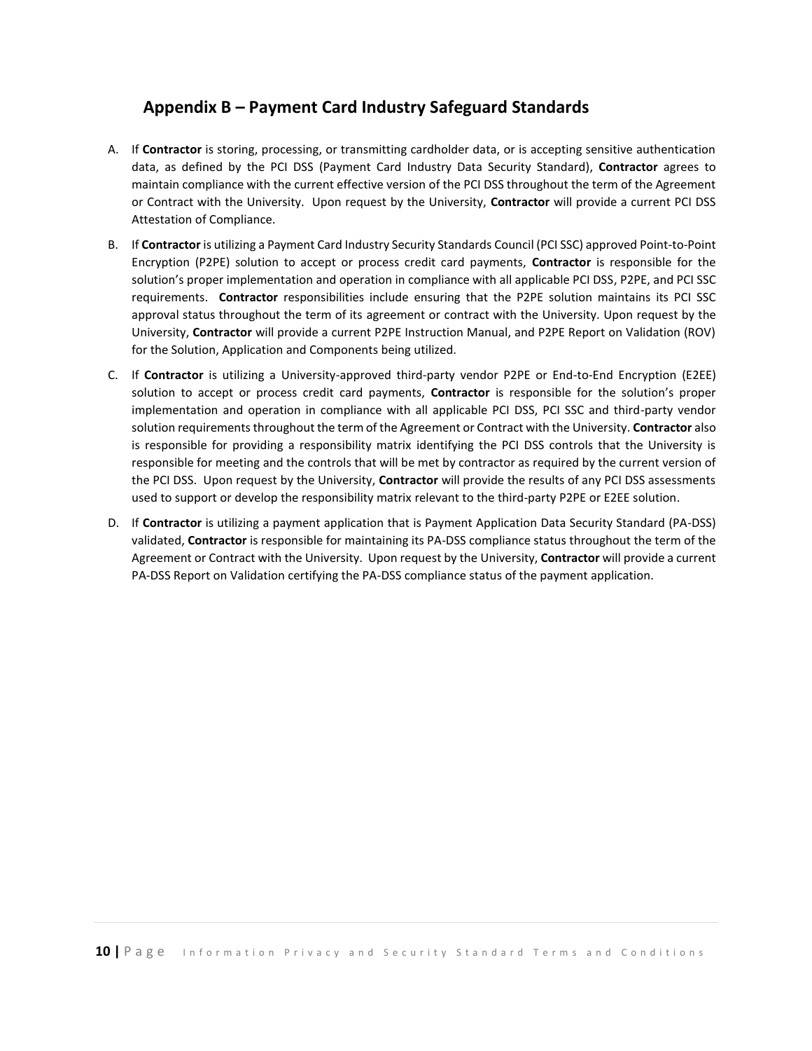## Appendix B – Payment Card Industry Safeguard Standards

A. If **Contractor** is storing, processing, or transmitting cardholder data, or is accepting sensitive authentication data, as defined by the PCI DSS (Payment Card Industry Data Security Standard), **Contractor** agrees to maintain compliance with the current effective version of the PCI DSS throughout the term of the Agreement or Contract with the University. Upon request by the University, **Contractor** will provide a current PCI DSS Attestation of Compliance.

B. If **Contractor** is utilizing a Payment Card Industry Security Standards Council (PCI SSC) approved Point-to-Point Encryption (P2PE) solution to accept or process credit card payments, **Contractor** is responsible for the solution's proper implementation and operation in compliance with all applicable PCI DSS, P2PE, and PCI SSC requirements. **Contractor** responsibilities include ensuring that the P2PE solution maintains its PCI SSC approval status throughout the term of its agreement or contract with the University. Upon request by the University, **Contractor** will provide a current P2PE Instruction Manual, and P2PE Report on Validation (ROV) for the Solution, Application and Components being utilized.

C. If **Contractor** is utilizing a University-approved third-party vendor P2PE or End-to-End Encryption (E2EE) solution to accept or process credit card payments, **Contractor** is responsible for the solution's proper implementation and operation in compliance with all applicable PCI DSS, PCI SSC and third-party vendor solution requirements throughout the term of the Agreement or Contract with the University. **Contractor** also is responsible for providing a responsibility matrix identifying the PCI DSS controls that the University is responsible for meeting and the controls that will be met by contractor as required by the current version of the PCI DSS. Upon request by the University, **Contractor** will provide the results of any PCI DSS assessments used to support or develop the responsibility matrix relevant to the third-party P2PE or E2EE solution.

D. If **Contractor** is utilizing a payment application that is Payment Application Data Security Standard (PA-DSS) validated, **Contractor** is responsible for maintaining its PA-DSS compliance status throughout the term of the Agreement or Contract with the University. Upon request by the University, **Contractor** will provide a current PA-DSS Report on Validation certifying the PA-DSS compliance status of the payment application.